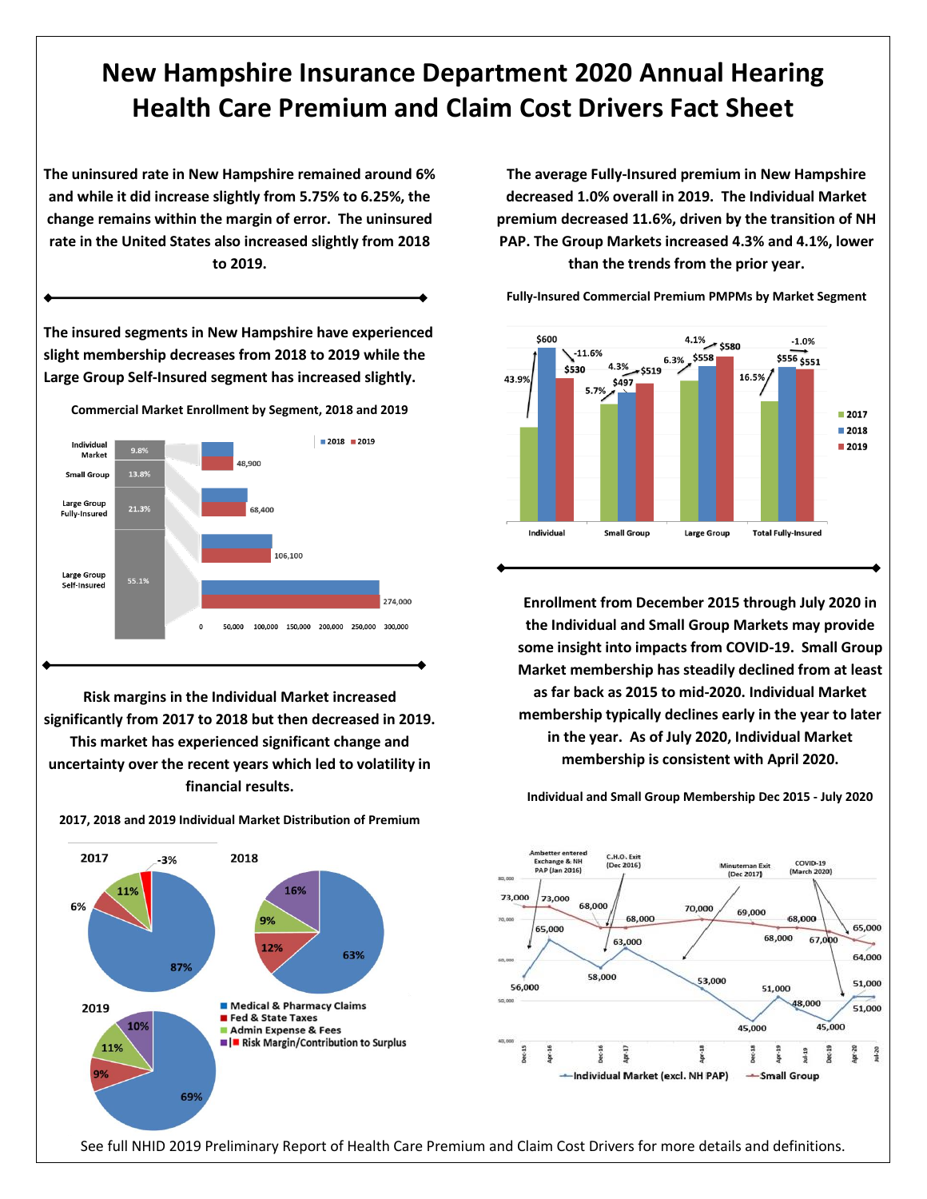# New Hampshire Insurance Department 2020 Annual Hearing Health Care Premium and Claim Cost Drivers Fact Sheet

**The uninsured rate in New Hampshire remained around 6% and while it did increase slightly from 5.75% to 6.25%, the change remains within the margin of error. The uninsured rate in the United States also increased slightly from 2018 to 2019.**

**The insured segments in New Hampshire have experienced slight membership decreases from 2018 to 2019 while the Large Group Self-Insured segment has increased slightly.**

**Commercial Market Enrollment by Segment, 2018 and 2019**

| Segment | Share | 2019 Enrollment |
|---|---|---|
| Individual Market | 9.8% | 48,900 |
| Small Group | 13.8% | 68,400 |
| Large Group Fully-Insured | 21.3% | 106,100 |
| Large Group Self-Insured | 55.1% | 274,000 |

**Risk margins in the Individual Market increased significantly from 2017 to 2018 but then decreased in 2019. This market has experienced significant change and uncertainty over the recent years which led to volatility in financial results.**

**2017, 2018 and 2019 Individual Market Distribution of Premium**

| Component | 2017 | 2018 | 2019 |
|---|---|---|---|
| Medical & Pharmacy Claims | 87% | 63% | 69% |
| Fed & State Taxes | 6% | 12% | 9% |
| Admin Expense & Fees | 11% | 9% | 11% |
| Risk Margin/Contribution to Surplus | -3% | 16% | 10% |

**The average Fully-Insured premium in New Hampshire decreased 1.0% overall in 2019. The Individual Market premium decreased 11.6%, driven by the transition of NH PAP. The Group Markets increased 4.3% and 4.1%, lower than the trends from the prior year.**

**Fully-Insured Commercial Premium PMPMs by Market Segment**

| Segment | 2017 to 2018 change | 2018 | 2018 to 2019 change | 2019 |
|---|---|---|---|---|
| Individual | 43.9% | $600 | -11.6% | $530 |
| Small Group | 5.7% | $497 | 4.3% | $519 |
| Large Group | 6.3% | $558 | 4.1% | $580 |
| Total Fully-Insured | 16.5% | $556 | -1.0% | $551 |

**Enrollment from December 2015 through July 2020 in the Individual and Small Group Markets may provide some insight into impacts from COVID-19. Small Group Market membership has steadily declined from at least as far back as 2015 to mid-2020. Individual Market membership typically declines early in the year to later in the year. As of July 2020, Individual Market membership is consistent with April 2020.**

**Individual and Small Group Membership Dec 2015 - July 2020**

Annotations: Ambetter entered Exchange & NH PAP (Jan 2016); C.H.O. Exit (Dec 2016); Minuteman Exit (Dec 2017); COVID-19 (March 2020)

| Period | Individual Market (excl. NH PAP) | Small Group |
|---|---|---|
| Dec-15 | 56,000 | 73,000 |
| Apr-16 | 65,000 | 73,000 |
| Dec-16 | 58,000 | 68,000 |
| Apr-17 | 63,000 | 68,000 |
| Apr-18 | 53,000 | 70,000 |
| Dec-18 | 45,000 | 69,000 |
| Apr-19 | 51,000 | 68,000 |
| Jul-19 | 48,000 | 68,000 |
| Dec-19 | 45,000 | 67,000 |
| Apr-20 | 51,000 | 65,000 |
| Jul-20 | 51,000 | 64,000 |

See full NHID 2019 Preliminary Report of Health Care Premium and Claim Cost Drivers for more details and definitions.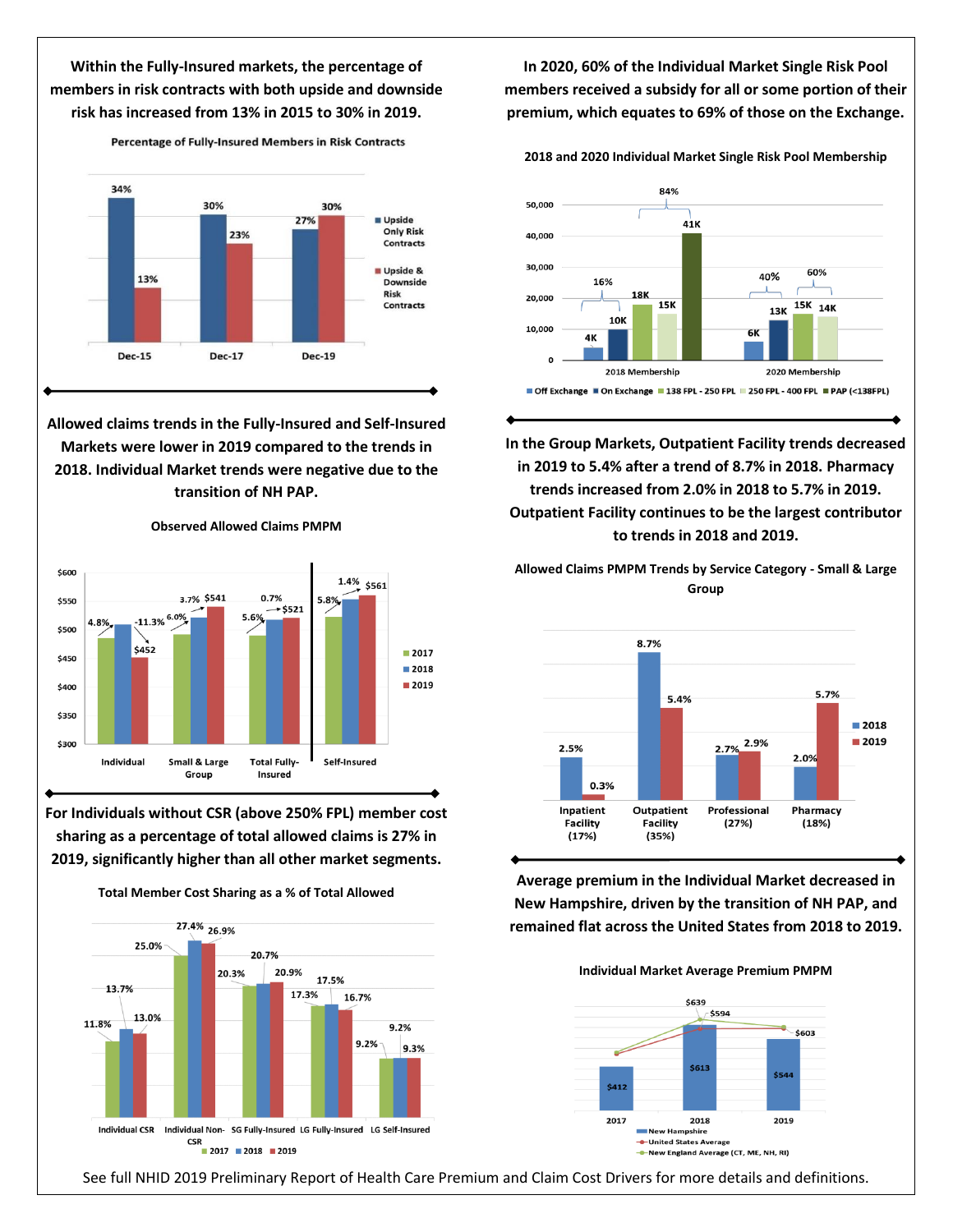**Within the Fully-Insured markets, the percentage of members in risk contracts with both upside and downside risk has increased from 13% in 2015 to 30% in 2019.**

**Percentage of Fully-Insured Members in Risk Contracts**

34%
13%
30%
23%
27%
30%
Dec-15
Dec-17
Dec-19
Upside Only Risk Contracts
Upside & Downside Risk Contracts

**Allowed claims trends in the Fully-Insured and Self-Insured Markets were lower in 2019 compared to the trends in 2018. Individual Market trends were negative due to the transition of NH PAP.**

**Observed Allowed Claims PMPM**

$600
$550
$500
$450
$400
$350
$300
4.8%
-11.3%
$452
3.7% $541
6.0%
0.7%
5.6%
$521
1.4% $561
5.8%
Individual
Small & Large Group
Total Fully-Insured
Self-Insured
2017
2018
2019

**For Individuals without CSR (above 250% FPL) member cost sharing as a percentage of total allowed claims is 27% in 2019, significantly higher than all other market segments.**

**Total Member Cost Sharing as a % of Total Allowed**

13.7%
11.8%
13.0%
25.0%
27.4%
26.9%
20.3%
20.7%
20.9%
17.3%
17.5%
16.7%
9.2%
9.2%
9.3%
Individual CSR
Individual Non-CSR
SG Fully-Insured
LG Fully-Insured
LG Self-Insured
2017
2018
2019

**In 2020, 60% of the Individual Market Single Risk Pool members received a subsidy for all or some portion of their premium, which equates to 69% of those on the Exchange.**

**2018 and 2020 Individual Market Single Risk Pool Membership**

50,000
40,000
30,000
20,000
10,000
0
16%
84%
4K
10K
18K
15K
41K
40%
60%
6K
13K
15K
14K
2018 Membership
2020 Membership
Off Exchange
On Exchange
138 FPL - 250 FPL
250 FPL - 400 FPL
PAP (<138FPL)

**In the Group Markets, Outpatient Facility trends decreased in 2019 to 5.4% after a trend of 8.7% in 2018. Pharmacy trends increased from 2.0% in 2018 to 5.7% in 2019. Outpatient Facility continues to be the largest contributor to trends in 2018 and 2019.**

**Allowed Claims PMPM Trends by Service Category - Small & Large Group**

2.5%
0.3%
8.7%
5.4%
2.7%
2.9%
2.0%
5.7%
Inpatient Facility (17%)
Outpatient Facility (35%)
Professional (27%)
Pharmacy (18%)
2018
2019

**Average premium in the Individual Market decreased in New Hampshire, driven by the transition of NH PAP, and remained flat across the United States from 2018 to 2019.**

**Individual Market Average Premium PMPM**

$639
$594
$603
$412
$613
$544
2017
2018
2019
New Hampshire
United States Average
New England Average (CT, ME, NH, RI)

See full NHID 2019 Preliminary Report of Health Care Premium and Claim Cost Drivers for more details and definitions.